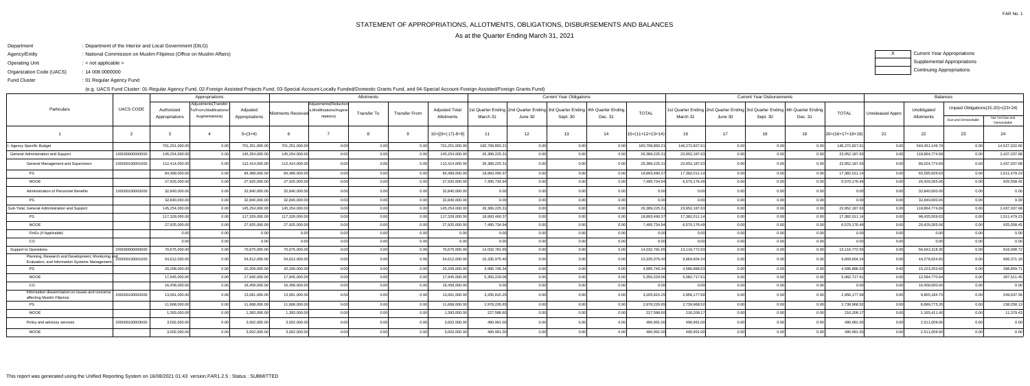FAR No. 1

# STATEMENT OF APPROPRIATIONS, ALLOTMENTS, OBLIGATIONS, DISBURSEMENTS AND BALANCES

As at the Quarter Ending March 31, 2021

Department : Department of the Interior and Local Government (DILG)
Agency/Entity : National Commission on Muslim Filipinos (Office on Muslim Affairs)
Operating Unit : < not applicable >
Organization Code (UACS) : 14 008 0000000
Fund Cluster : 01 Regular Agency Fund

(e.g. UACS Fund Cluster: 01-Regular Agency Fund, 02-Foreign Assisted Projects Fund, 03-Special Account-Locally Funded/Domestic Grants Fund, and 04-Special Account-Foreign Assisted/Foreign Grants Fund)

| X | Current Year Appropriations |
|---|---|
| | Supplemental Appropriations |
| | Continuing Appropriations |

| Particulars | UACS CODE | Appropriations | | | Allotments | | | | | Current Year Obligations | | | | | Current Year Disbursements | | | | | Balances | | | |
|---|---|---|---|---|---|---|---|---|---|---|---|---|---|---|---|---|---|---|---|---|---|---|---|
| | | Authorized Appropriations | Adjustments(Transfer To/From,Modifications/ Augmentations) | Adjusted Appropriations | Allotments Received | Adjustments(Reductions,Modifications/Augmentations) | Transfer To | Transfer From | Adjusted Total Allotments | 1st Quarter Ending March 31 | 2nd Quarter Ending June 30 | 3rd Quarter Ending Sept. 30 | 4th Quarter Ending Dec. 31 | TOTAL | 1st Quarter Ending March 31 | 2nd Quarter Ending June 30 | 3rd Quarter Ending Sept. 30 | 4th Quarter Ending Dec. 31 | TOTAL | Unreleased Appro | Unobligated Allotments | Unpaid Obligations(15-20)=(23+24) Due and Demandable | Not Yet Due and Demandable |
| 1 | 2 | 3 | 4 | 5=(3+4) | 6 | 7 | 8 | 9 | 10=[{6+(-)7}-8+9] | 11 | 12 | 13 | 14 | 15=(11+12+13+14) | 16 | 17 | 18 | 19 | 20=(16+17+18+19) | 21 | 22 | 23 | 24 |
| I. Agency Specific Budget | | 701,251,000.00 | 0.00 | 701,251,000.00 | 701,251,000.00 | 0.00 | 0.00 | 0.00 | 701,251,000.00 | 160,799,850.21 | 0.00 | 0.00 | 0.00 | 160,799,850.21 | 146,272,827.61 | 0.00 | 0.00 | 0.00 | 146,272,827.61 | 0.00 | 540,451,149.79 | 0.00 | 14,527,022.60 |
| General Administration and Support | 100000000000000 | 145,254,000.00 | 0.00 | 145,254,000.00 | 145,254,000.00 | 0.00 | 0.00 | 0.00 | 145,254,000.00 | 26,389,225.31 | 0.00 | 0.00 | 0.00 | 26,389,225.31 | 23,952,187.63 | 0.00 | 0.00 | 0.00 | 23,952,187.63 | 0.00 | 118,864,774.69 | 0.00 | 2,437,037.68 |
| General Management and Supervision | 100000100001000 | 112,414,000.00 | 0.00 | 112,414,000.00 | 112,414,000.00 | 0.00 | 0.00 | 0.00 | 112,414,000.00 | 26,389,225.31 | 0.00 | 0.00 | 0.00 | 26,389,225.31 | 23,952,187.63 | 0.00 | 0.00 | 0.00 | 23,952,187.63 | 0.00 | 86,024,774.69 | 0.00 | 2,437,037.68 |
| PS | | 84,489,000.00 | 0.00 | 84,489,000.00 | 84,489,000.00 | 0.00 | 0.00 | 0.00 | 84,489,000.00 | 18,893,490.37 | 0.00 | 0.00 | 0.00 | 18,893,490.37 | 17,382,011.14 | 0.00 | 0.00 | 0.00 | 17,382,011.14 | 0.00 | 65,595,509.63 | 0.00 | 1,511,479.23 |
| MOOE | | 27,925,000.00 | 0.00 | 27,925,000.00 | 27,925,000.00 | 0.00 | 0.00 | 0.00 | 27,925,000.00 | 7,495,734.94 | 0.00 | 0.00 | 0.00 | 7,495,734.94 | 6,570,176.49 | 0.00 | 0.00 | 0.00 | 6,570,176.49 | 0.00 | 20,429,265.06 | 0.00 | 925,558.45 |
| Administration of Personnel Benefits | 100000100002000 | 32,840,000.00 | 0.00 | 32,840,000.00 | 32,840,000.00 | 0.00 | 0.00 | 0.00 | 32,840,000.00 | 0.00 | 0.00 | 0.00 | 0.00 | 0.00 | 0.00 | 0.00 | 0.00 | 0.00 | 0.00 | 0.00 | 32,840,000.00 | 0.00 | 0.00 |
| PS | | 32,840,000.00 | 0.00 | 32,840,000.00 | 32,840,000.00 | 0.00 | 0.00 | 0.00 | 32,840,000.00 | 0.00 | 0.00 | 0.00 | 0.00 | 0.00 | 0.00 | 0.00 | 0.00 | 0.00 | 0.00 | 0.00 | 32,840,000.00 | 0.00 | 0.00 |
| Sub-Total, General Administration and Support | | 145,254,000.00 | 0.00 | 145,254,000.00 | 145,254,000.00 | 0.00 | 0.00 | 0.00 | 145,254,000.00 | 26,389,225.31 | 0.00 | 0.00 | 0.00 | 26,389,225.31 | 23,952,187.63 | 0.00 | 0.00 | 0.00 | 23,952,187.63 | 0.00 | 118,864,774.69 | 0.00 | 2,437,037.68 |
| PS | | 117,329,000.00 | 0.00 | 117,329,000.00 | 117,329,000.00 | 0.00 | 0.00 | 0.00 | 117,329,000.00 | 18,893,490.37 | 0.00 | 0.00 | 0.00 | 18,893,490.37 | 17,382,011.14 | 0.00 | 0.00 | 0.00 | 17,382,011.14 | 0.00 | 98,435,509.63 | 0.00 | 1,511,479.23 |
| MOOE | | 27,925,000.00 | 0.00 | 27,925,000.00 | 27,925,000.00 | 0.00 | 0.00 | 0.00 | 27,925,000.00 | 7,495,734.94 | 0.00 | 0.00 | 0.00 | 7,495,734.94 | 6,570,176.49 | 0.00 | 0.00 | 0.00 | 6,570,176.49 | 0.00 | 20,429,265.06 | 0.00 | 925,558.45 |
| FinEx (if Applicable) | | 0.00 | 0.00 | 0.00 | 0.00 | 0.00 | 0.00 | 0.00 | 0.00 | 0.00 | 0.00 | 0.00 | 0.00 | 0.00 | 0.00 | 0.00 | 0.00 | 0.00 | 0.00 | 0.00 | 0.00 | 0.00 | 0.00 |
| CO | | 0.00 | 0.00 | 0.00 | 0.00 | 0.00 | 0.00 | 0.00 | 0.00 | 0.00 | 0.00 | 0.00 | 0.00 | 0.00 | 0.00 | 0.00 | 0.00 | 0.00 | 0.00 | 0.00 | 0.00 | 0.00 | 0.00 |
| Support to Operations | 200000000000000 | 70,675,000.00 | 0.00 | 70,675,000.00 | 70,675,000.00 | 0.00 | 0.00 | 0.00 | 70,675,000.00 | 14,032,781.65 | 0.00 | 0.00 | 0.00 | 14,032,781.65 | 13,116,772.93 | 0.00 | 0.00 | 0.00 | 13,116,772.93 | 0.00 | 56,642,218.35 | 0.00 | 916,008.72 |
| Planning, Research and Development, Monitoring and Evaluation, and Information Systems Management | 200000100001000 | 54,612,000.00 | 0.00 | 54,612,000.00 | 54,612,000.00 | 0.00 | 0.00 | 0.00 | 54,612,000.00 | 10,335,975.40 | 0.00 | 0.00 | 0.00 | 10,335,975.40 | 9,669,604.24 | 0.00 | 0.00 | 0.00 | 9,669,604.24 | 0.00 | 44,276,024.60 | 0.00 | 666,371.16 |
| PS | | 20,209,000.00 | 0.00 | 20,209,000.00 | 20,209,000.00 | 0.00 | 0.00 | 0.00 | 20,209,000.00 | 4,985,746.34 | 0.00 | 0.00 | 0.00 | 4,985,746.34 | 4,586,886.63 | 0.00 | 0.00 | 0.00 | 4,586,886.63 | 0.00 | 15,223,253.66 | 0.00 | 398,859.71 |
| MOOE | | 17,945,000.00 | 0.00 | 17,945,000.00 | 17,945,000.00 | 0.00 | 0.00 | 0.00 | 17,945,000.00 | 5,350,229.06 | 0.00 | 0.00 | 0.00 | 5,350,229.06 | 5,082,717.61 | 0.00 | 0.00 | 0.00 | 5,082,717.61 | 0.00 | 12,594,770.94 | 0.00 | 267,511.45 |
| CO | | 16,458,000.00 | 0.00 | 16,458,000.00 | 16,458,000.00 | 0.00 | 0.00 | 0.00 | 16,458,000.00 | 0.00 | 0.00 | 0.00 | 0.00 | 0.00 | 0.00 | 0.00 | 0.00 | 0.00 | 0.00 | 0.00 | 16,458,000.00 | 0.00 | 0.00 |
| Information dissemination on issues and concerns affecting Muslim Filipinos | 200000100002000 | 13,061,000.00 | 0.00 | 13,061,000.00 | 13,061,000.00 | 0.00 | 0.00 | 0.00 | 13,061,000.00 | 3,205,815.25 | 0.00 | 0.00 | 0.00 | 3,205,815.25 | 2,956,177.69 | 0.00 | 0.00 | 0.00 | 2,956,177.69 | 0.00 | 9,855,184.75 | 0.00 | 249,637.56 |
| PS | | 11,668,000.00 | 0.00 | 11,668,000.00 | 11,668,000.00 | 0.00 | 0.00 | 0.00 | 11,668,000.00 | 2,978,226.65 | 0.00 | 0.00 | 0.00 | 2,978,226.65 | 2,739,968.52 | 0.00 | 0.00 | 0.00 | 2,739,968.52 | 0.00 | 8,689,773.35 | 0.00 | 238,258.13 |
| MOOE | | 1,393,000.00 | 0.00 | 1,393,000.00 | 1,393,000.00 | 0.00 | 0.00 | 0.00 | 1,393,000.00 | 227,588.60 | 0.00 | 0.00 | 0.00 | 227,588.60 | 216,209.17 | 0.00 | 0.00 | 0.00 | 216,209.17 | 0.00 | 1,165,411.40 | 0.00 | 11,379.43 |
| Policy and advisory services | 200000100003000 | 3,002,000.00 | 0.00 | 3,002,000.00 | 3,002,000.00 | 0.00 | 0.00 | 0.00 | 3,002,000.00 | 490,991.00 | 0.00 | 0.00 | 0.00 | 490,991.00 | 490,991.00 | 0.00 | 0.00 | 0.00 | 490,991.00 | 0.00 | 2,511,009.00 | 0.00 | 0.00 |
| MOOE | | 3,002,000.00 | 0.00 | 3,002,000.00 | 3,002,000.00 | 0.00 | 0.00 | 0.00 | 3,002,000.00 | 490,991.00 | 0.00 | 0.00 | 0.00 | 490,991.00 | 490,991.00 | 0.00 | 0.00 | 0.00 | 490,991.00 | 0.00 | 2,511,009.00 | 0.00 | 0.00 |

This report was generated using the Unified Reporting System on 16/08/2021 01:43 version.FAR1.2.5 ; Status : SUBMITTED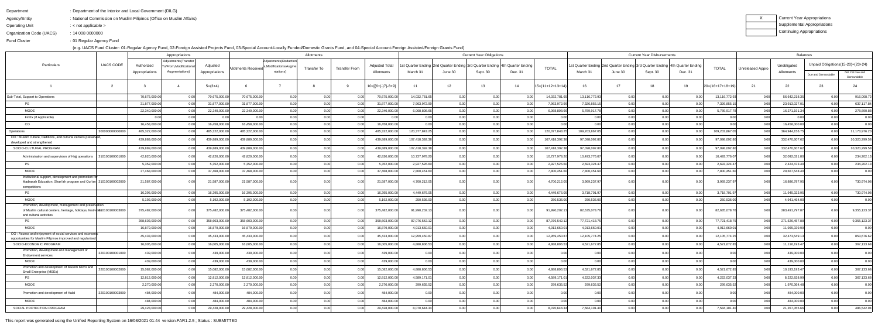| | | |
|---|---|---|
| Department | : Department of the Interior and Local Government (DILG) | |
| Agency/Entity | : National Commission on Muslim Filipinos (Office on Muslim Affairs) | |
| Operating Unit | : < not applicable > | |
| Organization Code (UACS) | : 14 008 0000000 | |
| Fund Cluster | : 01 Regular Agency Fund | |

| X | Current Year Appropriations |
|---|---|
| | Supplemental Appropriations |
| | Continuing Appropriations |

(e.g. UACS Fund Cluster: 01-Regular Agency Fund, 02-Foreign Assisted Projects Fund, 03-Special Account-Locally Funded/Domestic Grants Fund, and 04-Special Account-Foreign Assisted/Foreign Grants Fund)

| Particulars | UACS CODE | Appropriations | | | Allotments | | | | | Current Year Obligations | | | | | Current Year Disbursements | | | | | Balances | | | |
|---|---|---|---|---|---|---|---|---|---|---|---|---|---|---|---|---|---|---|---|---|---|---|---|
| | | Authorized Appropriations | Adjustments(Transfer To/From,Modifications/Augmentations) | Adjusted Appropriations | Allotments Received | Adjustments(Reductions,Modifications/Augmentations) | Transfer To | Transfer From | Adjusted Total Allotments | 1st Quarter Ending March 31 | 2nd Quarter Ending June 30 | 3rd Quarter Ending Sept. 30 | 4th Quarter Ending Dec. 31 | TOTAL | 1st Quarter Ending March 31 | 2nd Quarter Ending June 30 | 3rd Quarter Ending Sept. 30 | 4th Quarter Ending Dec. 31 | TOTAL | Unreleased Appro | Unobligated Allotments | Unpaid Obligations(15-20)=(23+24) Due and Demandable | Not Yet Due and Demandable |
| 1 | 2 | 3 | 4 | 5=(3+4) | 6 | 7 | 8 | 9 | 10=[{6+(-)7}-8+9] | 11 | 12 | 13 | 14 | 15=(11+12+13+14) | 16 | 17 | 18 | 19 | 20=(16+17+18+19) | 21 | 22 | 23 | 24 |
| Sub-Total, Support to Operations | | 70,675,000.00 | 0.00 | 70,675,000.00 | 70,675,000.00 | 0.00 | 0.00 | 0.00 | 70,675,000.00 | 14,032,781.65 | 0.00 | 0.00 | 0.00 | 14,032,781.65 | 13,116,772.93 | 0.00 | 0.00 | 0.00 | 13,116,772.93 | 0.00 | 56,642,218.35 | 0.00 | 916,008.72 |
| PS | | 31,877,000.00 | 0.00 | 31,877,000.00 | 31,877,000.00 | 0.00 | 0.00 | 0.00 | 31,877,000.00 | 7,963,972.99 | 0.00 | 0.00 | 0.00 | 7,963,972.99 | 7,326,855.15 | 0.00 | 0.00 | 0.00 | 7,326,855.15 | 0.00 | 23,913,027.01 | 0.00 | 637,117.84 |
| MOOE | | 22,340,000.00 | 0.00 | 22,340,000.00 | 22,340,000.00 | 0.00 | 0.00 | 0.00 | 22,340,000.00 | 6,068,808.66 | 0.00 | 0.00 | 0.00 | 6,068,808.66 | 5,789,917.78 | 0.00 | 0.00 | 0.00 | 5,789,917.78 | 0.00 | 16,271,191.34 | 0.00 | 278,890.88 |
| FinEx (if Applicable) | | 0.00 | 0.00 | 0.00 | 0.00 | 0.00 | 0.00 | 0.00 | 0.00 | 0.00 | 0.00 | 0.00 | 0.00 | 0.00 | 0.00 | 0.00 | 0.00 | 0.00 | 0.00 | 0.00 | 0.00 | 0.00 | 0.00 |
| CO | | 16,458,000.00 | 0.00 | 16,458,000.00 | 16,458,000.00 | 0.00 | 0.00 | 0.00 | 16,458,000.00 | 0.00 | 0.00 | 0.00 | 0.00 | 0.00 | 0.00 | 0.00 | 0.00 | 0.00 | 0.00 | 0.00 | 16,458,000.00 | 0.00 | 0.00 |
| Operations | 300000000000000 | 485,322,000.00 | 0.00 | 485,322,000.00 | 485,322,000.00 | 0.00 | 0.00 | 0.00 | 485,322,000.00 | 120,377,843.25 | 0.00 | 0.00 | 0.00 | 120,377,843.25 | 109,203,867.05 | 0.00 | 0.00 | 0.00 | 109,203,867.05 | 0.00 | 364,944,156.75 | 0.00 | 11,173,976.20 |
| OO : Muslim culture, traditions, and cultural centers preserved, developed and strengthened | | 439,889,000.00 | 0.00 | 439,889,000.00 | 439,889,000.00 | 0.00 | 0.00 | 0.00 | 439,889,000.00 | 107,418,392.38 | 0.00 | 0.00 | 0.00 | 107,418,392.38 | 97,098,092.80 | 0.00 | 0.00 | 0.00 | 97,098,092.80 | 0.00 | 332,470,607.62 | 0.00 | 10,320,299.58 |
| SOCIO-CULTURAL PROGRAM | | 439,889,000.00 | 0.00 | 439,889,000.00 | 439,889,000.00 | 0.00 | 0.00 | 0.00 | 439,889,000.00 | 107,418,392.38 | 0.00 | 0.00 | 0.00 | 107,418,392.38 | 97,098,092.80 | 0.00 | 0.00 | 0.00 | 97,098,092.80 | 0.00 | 332,470,607.62 | 0.00 | 10,320,299.58 |
| Administration and supervision of Hajj operations | 310100100001000 | 42,820,000.00 | 0.00 | 42,820,000.00 | 42,820,000.00 | 0.00 | 0.00 | 0.00 | 42,820,000.00 | 10,727,978.20 | 0.00 | 0.00 | 0.00 | 10,727,978.20 | 10,493,776.07 | 0.00 | 0.00 | 0.00 | 10,493,776.07 | 0.00 | 32,092,021.80 | 0.00 | 234,202.13 |
| PS | | 5,352,000.00 | 0.00 | 5,352,000.00 | 5,352,000.00 | 0.00 | 0.00 | 0.00 | 5,352,000.00 | 2,927,526.60 | 0.00 | 0.00 | 0.00 | 2,927,526.60 | 2,693,324.47 | 0.00 | 0.00 | 0.00 | 2,693,324.47 | 0.00 | 2,424,473.40 | 0.00 | 234,202.13 |
| MOOE | | 37,468,000.00 | 0.00 | 37,468,000.00 | 37,468,000.00 | 0.00 | 0.00 | 0.00 | 37,468,000.00 | 7,800,451.60 | 0.00 | 0.00 | 0.00 | 7,800,451.60 | 7,800,451.60 | 0.00 | 0.00 | 0.00 | 7,800,451.60 | 0.00 | 29,667,548.40 | 0.00 | 0.00 |
| Institutional support, development and promotion for Madrasah Education, Shari'ah program and Qur'an competitions | 310100100002000 | 21,587,000.00 | 0.00 | 21,587,000.00 | 21,587,000.00 | 0.00 | 0.00 | 0.00 | 21,587,000.00 | 4,700,212.05 | 0.00 | 0.00 | 0.00 | 4,700,212.05 | 3,969,237.97 | 0.00 | 0.00 | 0.00 | 3,969,237.97 | 0.00 | 16,886,787.95 | 0.00 | 730,974.08 |
| PS | | 16,395,000.00 | 0.00 | 16,395,000.00 | 16,395,000.00 | 0.00 | 0.00 | 0.00 | 16,395,000.00 | 4,449,676.05 | 0.00 | 0.00 | 0.00 | 4,449,676.05 | 3,718,701.97 | 0.00 | 0.00 | 0.00 | 3,718,701.97 | 0.00 | 11,945,323.95 | 0.00 | 730,974.08 |
| MOOE | | 5,192,000.00 | 0.00 | 5,192,000.00 | 5,192,000.00 | 0.00 | 0.00 | 0.00 | 5,192,000.00 | 250,536.00 | 0.00 | 0.00 | 0.00 | 250,536.00 | 250,536.00 | 0.00 | 0.00 | 0.00 | 250,536.00 | 0.00 | 4,941,464.00 | 0.00 | 0.00 |
| Promotion, development, management and preservation of Muslim cultural centers, heritage, holidays, festivals and cultural activities | 310100100003000 | 375,482,000.00 | 0.00 | 375,482,000.00 | 375,482,000.00 | 0.00 | 0.00 | 0.00 | 375,482,000.00 | 91,990,202.13 | 0.00 | 0.00 | 0.00 | 91,990,202.13 | 82,635,078.76 | 0.00 | 0.00 | 0.00 | 82,635,078.76 | 0.00 | 283,491,797.87 | 0.00 | 9,355,123.37 |
| PS | | 358,603,000.00 | 0.00 | 358,603,000.00 | 358,603,000.00 | 0.00 | 0.00 | 0.00 | 358,603,000.00 | 87,076,542.12 | 0.00 | 0.00 | 0.00 | 87,076,542.12 | 77,721,418.75 | 0.00 | 0.00 | 0.00 | 77,721,418.75 | 0.00 | 271,526,457.88 | 0.00 | 9,355,123.37 |
| MOOE | | 16,879,000.00 | 0.00 | 16,879,000.00 | 16,879,000.00 | 0.00 | 0.00 | 0.00 | 16,879,000.00 | 4,913,660.01 | 0.00 | 0.00 | 0.00 | 4,913,660.01 | 4,913,660.01 | 0.00 | 0.00 | 0.00 | 4,913,660.01 | 0.00 | 11,965,339.99 | 0.00 | 0.00 |
| OO : Access and enjoyment of social services and economic opportunities for Muslim Filipinos improved and regularized | | 45,433,000.00 | 0.00 | 45,433,000.00 | 45,433,000.00 | 0.00 | 0.00 | 0.00 | 45,433,000.00 | 12,959,450.87 | 0.00 | 0.00 | 0.00 | 12,959,450.87 | 12,105,774.25 | 0.00 | 0.00 | 0.00 | 12,105,774.25 | 0.00 | 32,473,549.13 | 0.00 | 853,676.62 |
| SOCIO-ECONOMIC PROGRAM | | 16,005,000.00 | 0.00 | 16,005,000.00 | 16,005,000.00 | 0.00 | 0.00 | 0.00 | 16,005,000.00 | 4,888,806.53 | 0.00 | 0.00 | 0.00 | 4,888,806.53 | 4,521,672.85 | 0.00 | 0.00 | 0.00 | 4,521,672.85 | 0.00 | 11,116,193.47 | 0.00 | 367,133.68 |
| Promotion, development and management of Endowment services | 320100100001000 | 439,000.00 | 0.00 | 439,000.00 | 439,000.00 | 0.00 | 0.00 | 0.00 | 439,000.00 | 0.00 | 0.00 | 0.00 | 0.00 | 0.00 | 0.00 | 0.00 | 0.00 | 0.00 | 0.00 | 0.00 | 439,000.00 | 0.00 | 0.00 |
| MOOE | | 439,000.00 | 0.00 | 439,000.00 | 439,000.00 | 0.00 | 0.00 | 0.00 | 439,000.00 | 0.00 | 0.00 | 0.00 | 0.00 | 0.00 | 0.00 | 0.00 | 0.00 | 0.00 | 0.00 | 0.00 | 439,000.00 | 0.00 | 0.00 |
| Promotion and development of Muslim Micro and Small Enterprise (MSEs) | 320100100002000 | 15,082,000.00 | 0.00 | 15,082,000.00 | 15,082,000.00 | 0.00 | 0.00 | 0.00 | 15,082,000.00 | 4,888,806.53 | 0.00 | 0.00 | 0.00 | 4,888,806.53 | 4,521,672.85 | 0.00 | 0.00 | 0.00 | 4,521,672.85 | 0.00 | 10,193,193.47 | 0.00 | 367,133.68 |
| PS | | 12,812,000.00 | 0.00 | 12,812,000.00 | 12,812,000.00 | 0.00 | 0.00 | 0.00 | 12,812,000.00 | 4,589,171.01 | 0.00 | 0.00 | 0.00 | 4,589,171.01 | 4,222,037.33 | 0.00 | 0.00 | 0.00 | 4,222,037.33 | 0.00 | 8,222,828.99 | 0.00 | 367,133.68 |
| MOOE | | 2,270,000.00 | 0.00 | 2,270,000.00 | 2,270,000.00 | 0.00 | 0.00 | 0.00 | 2,270,000.00 | 299,635.52 | 0.00 | 0.00 | 0.00 | 299,635.52 | 299,635.52 | 0.00 | 0.00 | 0.00 | 299,635.52 | 0.00 | 1,970,364.48 | 0.00 | 0.00 |
| Promotion and development of Halal | 320100100003000 | 484,000.00 | 0.00 | 484,000.00 | 484,000.00 | 0.00 | 0.00 | 0.00 | 484,000.00 | 0.00 | 0.00 | 0.00 | 0.00 | 0.00 | 0.00 | 0.00 | 0.00 | 0.00 | 0.00 | 0.00 | 484,000.00 | 0.00 | 0.00 |
| MOOE | | 484,000.00 | 0.00 | 484,000.00 | 484,000.00 | 0.00 | 0.00 | 0.00 | 484,000.00 | 0.00 | 0.00 | 0.00 | 0.00 | 0.00 | 0.00 | 0.00 | 0.00 | 0.00 | 0.00 | 0.00 | 484,000.00 | 0.00 | 0.00 |
| SOCIAL PROTECTION PROGRAM | | 29,428,000.00 | 0.00 | 29,428,000.00 | 29,428,000.00 | 0.00 | 0.00 | 0.00 | 29,428,000.00 | 8,070,644.34 | 0.00 | 0.00 | 0.00 | 8,070,644.34 | 7,584,101.40 | 0.00 | 0.00 | 0.00 | 7,584,101.40 | 0.00 | 21,357,355.66 | 0.00 | 486,542.94 |

This report was generated using the Unified Reporting System on 16/08/2021 01:44 version.FAR1.2.5 ; Status : SUBMITTED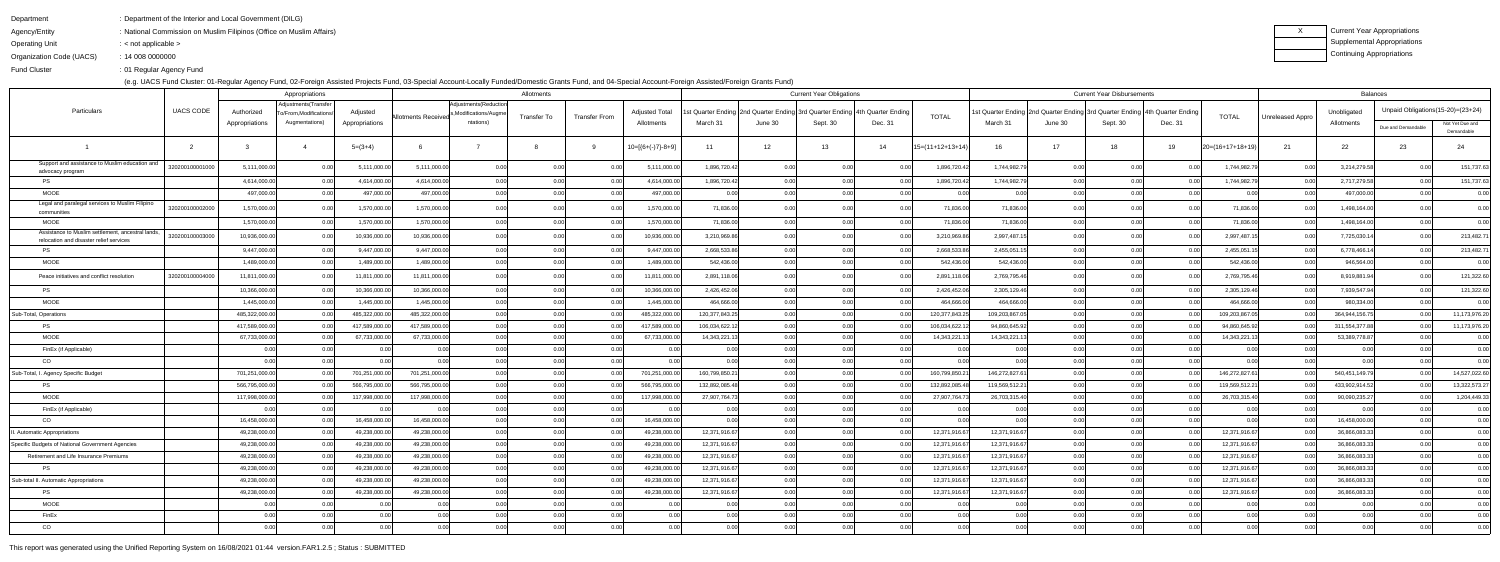Department : Department of the Interior and Local Government (DILG)

Agency/Entity : National Commission on Muslim Filipinos (Office on Muslim Affairs)

Operating Unit : < not applicable >

Organization Code (UACS) : 14 008 0000000

Fund Cluster : 01 Regular Agency Fund

(e.g. UACS Fund Cluster: 01-Regular Agency Fund, 02-Foreign Assisted Projects Fund, 03-Special Account-Locally Funded/Domestic Grants Fund, and 04-Special Account-Foreign Assisted/Foreign Grants Fund)

| X | Current Year Appropriations |
|---|---|
| | Supplemental Appropriations |
| | Continuing Appropriations |

| Particulars | UACS CODE | Appropriations | | | Allotments | | | | | Current Year Obligations | | | | | Current Year Disbursements | | | | | Balances | | | |
|---|---|---|---|---|---|---|---|---|---|---|---|---|---|---|---|---|---|---|---|---|---|---|---|
| | | Authorized Appropriations | Adjustments(Transfer To/From,Modifications/Augmentations) | Adjusted Appropriations | Allotments Received | Adjustments(Reductions,Modifications/Augmentations) | Transfer To | Transfer From | Adjusted Total Allotments | 1st Quarter Ending March 31 | 2nd Quarter Ending June 30 | 3rd Quarter Ending Sept. 30 | 4th Quarter Ending Dec. 31 | TOTAL | 1st Quarter Ending March 31 | 2nd Quarter Ending June 30 | 3rd Quarter Ending Sept. 30 | 4th Quarter Ending Dec. 31 | TOTAL | Unreleased Appro | Unobligated Allotments | Unpaid Obligations(15-20)=(23+24) | |
| | | | | | | | | | | | | | | | | | | | | | | Due and Demandable | Not Yet Due and Demandable |
| 1 | 2 | 3 | 4 | 5=(3+4) | 6 | 7 | 8 | 9 | 10=[{6+(-)7}-8+9] | 11 | 12 | 13 | 14 | 15=(11+12+13+14) | 16 | 17 | 18 | 19 | 20=(16+17+18+19) | 21 | 22 | 23 | 24 |
| Support and assistance to Muslim education and advocacy program | 320200100001000 | 5,111,000.00 | 0.00 | 5,111,000.00 | 5,111,000.00 | 0.00 | 0.00 | 0.00 | 5,111,000.00 | 1,896,720.42 | 0.00 | 0.00 | 0.00 | 1,896,720.42 | 1,744,982.79 | 0.00 | 0.00 | 0.00 | 1,744,982.79 | 0.00 | 3,214,279.58 | 0.00 | 151,737.63 |
| PS | | 4,614,000.00 | 0.00 | 4,614,000.00 | 4,614,000.00 | 0.00 | 0.00 | 0.00 | 4,614,000.00 | 1,896,720.42 | 0.00 | 0.00 | 0.00 | 1,896,720.42 | 1,744,982.79 | 0.00 | 0.00 | 0.00 | 1,744,982.79 | 0.00 | 2,717,279.58 | 0.00 | 151,737.63 |
| MOOE | | 497,000.00 | 0.00 | 497,000.00 | 497,000.00 | 0.00 | 0.00 | 0.00 | 497,000.00 | 0.00 | 0.00 | 0.00 | 0.00 | 0.00 | 0.00 | 0.00 | 0.00 | 0.00 | 0.00 | 0.00 | 497,000.00 | 0.00 | 0.00 |
| Legal and paralegal services to Muslim Filipino communities | 320200100002000 | 1,570,000.00 | 0.00 | 1,570,000.00 | 1,570,000.00 | 0.00 | 0.00 | 0.00 | 1,570,000.00 | 71,836.00 | 0.00 | 0.00 | 0.00 | 71,836.00 | 71,836.00 | 0.00 | 0.00 | 0.00 | 71,836.00 | 0.00 | 1,498,164.00 | 0.00 | 0.00 |
| MOOE | | 1,570,000.00 | 0.00 | 1,570,000.00 | 1,570,000.00 | 0.00 | 0.00 | 0.00 | 1,570,000.00 | 71,836.00 | 0.00 | 0.00 | 0.00 | 71,836.00 | 71,836.00 | 0.00 | 0.00 | 0.00 | 71,836.00 | 0.00 | 1,498,164.00 | 0.00 | 0.00 |
| Assistance to Muslim settlement, ancestral lands, relocation and disaster relief services | 320200100003000 | 10,936,000.00 | 0.00 | 10,936,000.00 | 10,936,000.00 | 0.00 | 0.00 | 0.00 | 10,936,000.00 | 3,210,969.86 | 0.00 | 0.00 | 0.00 | 3,210,969.86 | 2,997,487.15 | 0.00 | 0.00 | 0.00 | 2,997,487.15 | 0.00 | 7,725,030.14 | 0.00 | 213,482.71 |
| PS | | 9,447,000.00 | 0.00 | 9,447,000.00 | 9,447,000.00 | 0.00 | 0.00 | 0.00 | 9,447,000.00 | 2,668,533.86 | 0.00 | 0.00 | 0.00 | 2,668,533.86 | 2,455,051.15 | 0.00 | 0.00 | 0.00 | 2,455,051.15 | 0.00 | 6,778,466.14 | 0.00 | 213,482.71 |
| MOOE | | 1,489,000.00 | 0.00 | 1,489,000.00 | 1,489,000.00 | 0.00 | 0.00 | 0.00 | 1,489,000.00 | 542,436.00 | 0.00 | 0.00 | 0.00 | 542,436.00 | 542,436.00 | 0.00 | 0.00 | 0.00 | 542,436.00 | 0.00 | 946,564.00 | 0.00 | 0.00 |
| Peace initiatives and conflict resolution | 320200100004000 | 11,811,000.00 | 0.00 | 11,811,000.00 | 11,811,000.00 | 0.00 | 0.00 | 0.00 | 11,811,000.00 | 2,891,118.06 | 0.00 | 0.00 | 0.00 | 2,891,118.06 | 2,769,795.46 | 0.00 | 0.00 | 0.00 | 2,769,795.46 | 0.00 | 8,919,881.94 | 0.00 | 121,322.60 |
| PS | | 10,366,000.00 | 0.00 | 10,366,000.00 | 10,366,000.00 | 0.00 | 0.00 | 0.00 | 10,366,000.00 | 2,426,452.06 | 0.00 | 0.00 | 0.00 | 2,426,452.06 | 2,305,129.46 | 0.00 | 0.00 | 0.00 | 2,305,129.46 | 0.00 | 7,939,547.94 | 0.00 | 121,322.60 |
| MOOE | | 1,445,000.00 | 0.00 | 1,445,000.00 | 1,445,000.00 | 0.00 | 0.00 | 0.00 | 1,445,000.00 | 464,666.00 | 0.00 | 0.00 | 0.00 | 464,666.00 | 464,666.00 | 0.00 | 0.00 | 0.00 | 464,666.00 | 0.00 | 980,334.00 | 0.00 | 0.00 |
| Sub-Total, Operations | | 485,322,000.00 | 0.00 | 485,322,000.00 | 485,322,000.00 | 0.00 | 0.00 | 0.00 | 485,322,000.00 | 120,377,843.25 | 0.00 | 0.00 | 0.00 | 120,377,843.25 | 109,203,867.05 | 0.00 | 0.00 | 0.00 | 109,203,867.05 | 0.00 | 364,944,156.75 | 0.00 | 11,173,976.20 |
| PS | | 417,589,000.00 | 0.00 | 417,589,000.00 | 417,589,000.00 | 0.00 | 0.00 | 0.00 | 417,589,000.00 | 106,034,622.12 | 0.00 | 0.00 | 0.00 | 106,034,622.12 | 94,860,645.92 | 0.00 | 0.00 | 0.00 | 94,860,645.92 | 0.00 | 311,554,377.88 | 0.00 | 11,173,976.20 |
| MOOE | | 67,733,000.00 | 0.00 | 67,733,000.00 | 67,733,000.00 | 0.00 | 0.00 | 0.00 | 67,733,000.00 | 14,343,221.13 | 0.00 | 0.00 | 0.00 | 14,343,221.13 | 14,343,221.13 | 0.00 | 0.00 | 0.00 | 14,343,221.13 | 0.00 | 53,389,778.87 | 0.00 | 0.00 |
| FinEx (if Applicable) | | 0.00 | 0.00 | 0.00 | 0.00 | 0.00 | 0.00 | 0.00 | 0.00 | 0.00 | 0.00 | 0.00 | 0.00 | 0.00 | 0.00 | 0.00 | 0.00 | 0.00 | 0.00 | 0.00 | 0.00 | 0.00 | 0.00 |
| CO | | 0.00 | 0.00 | 0.00 | 0.00 | 0.00 | 0.00 | 0.00 | 0.00 | 0.00 | 0.00 | 0.00 | 0.00 | 0.00 | 0.00 | 0.00 | 0.00 | 0.00 | 0.00 | 0.00 | 0.00 | 0.00 | 0.00 |
| Sub-Total, I. Agency Specific Budget | | 701,251,000.00 | 0.00 | 701,251,000.00 | 701,251,000.00 | 0.00 | 0.00 | 0.00 | 701,251,000.00 | 160,799,850.21 | 0.00 | 0.00 | 0.00 | 160,799,850.21 | 146,272,827.61 | 0.00 | 0.00 | 0.00 | 146,272,827.61 | 0.00 | 540,451,149.79 | 0.00 | 14,527,022.60 |
| PS | | 566,795,000.00 | 0.00 | 566,795,000.00 | 566,795,000.00 | 0.00 | 0.00 | 0.00 | 566,795,000.00 | 132,892,085.48 | 0.00 | 0.00 | 0.00 | 132,892,085.48 | 119,569,512.21 | 0.00 | 0.00 | 0.00 | 119,569,512.21 | 0.00 | 433,902,914.52 | 0.00 | 13,322,573.27 |
| MOOE | | 117,998,000.00 | 0.00 | 117,998,000.00 | 117,998,000.00 | 0.00 | 0.00 | 0.00 | 117,998,000.00 | 27,907,764.73 | 0.00 | 0.00 | 0.00 | 27,907,764.73 | 26,703,315.40 | 0.00 | 0.00 | 0.00 | 26,703,315.40 | 0.00 | 90,090,235.27 | 0.00 | 1,204,449.33 |
| FinEx (if Applicable) | | 0.00 | 0.00 | 0.00 | 0.00 | 0.00 | 0.00 | 0.00 | 0.00 | 0.00 | 0.00 | 0.00 | 0.00 | 0.00 | 0.00 | 0.00 | 0.00 | 0.00 | 0.00 | 0.00 | 0.00 | 0.00 | 0.00 |
| CO | | 16,458,000.00 | 0.00 | 16,458,000.00 | 16,458,000.00 | 0.00 | 0.00 | 0.00 | 16,458,000.00 | 0.00 | 0.00 | 0.00 | 0.00 | 0.00 | 0.00 | 0.00 | 0.00 | 0.00 | 0.00 | 0.00 | 16,458,000.00 | 0.00 | 0.00 |
| II. Automatic Appropriations | | 49,238,000.00 | 0.00 | 49,238,000.00 | 49,238,000.00 | 0.00 | 0.00 | 0.00 | 49,238,000.00 | 12,371,916.67 | 0.00 | 0.00 | 0.00 | 12,371,916.67 | 12,371,916.67 | 0.00 | 0.00 | 0.00 | 12,371,916.67 | 0.00 | 36,866,083.33 | 0.00 | 0.00 |
| Specific Budgets of National Government Agencies | | 49,238,000.00 | 0.00 | 49,238,000.00 | 49,238,000.00 | 0.00 | 0.00 | 0.00 | 49,238,000.00 | 12,371,916.67 | 0.00 | 0.00 | 0.00 | 12,371,916.67 | 12,371,916.67 | 0.00 | 0.00 | 0.00 | 12,371,916.67 | 0.00 | 36,866,083.33 | 0.00 | 0.00 |
| Retirement and Life Insurance Premiums | | 49,238,000.00 | 0.00 | 49,238,000.00 | 49,238,000.00 | 0.00 | 0.00 | 0.00 | 49,238,000.00 | 12,371,916.67 | 0.00 | 0.00 | 0.00 | 12,371,916.67 | 12,371,916.67 | 0.00 | 0.00 | 0.00 | 12,371,916.67 | 0.00 | 36,866,083.33 | 0.00 | 0.00 |
| PS | | 49,238,000.00 | 0.00 | 49,238,000.00 | 49,238,000.00 | 0.00 | 0.00 | 0.00 | 49,238,000.00 | 12,371,916.67 | 0.00 | 0.00 | 0.00 | 12,371,916.67 | 12,371,916.67 | 0.00 | 0.00 | 0.00 | 12,371,916.67 | 0.00 | 36,866,083.33 | 0.00 | 0.00 |
| Sub-total II. Automatic Appropriations | | 49,238,000.00 | 0.00 | 49,238,000.00 | 49,238,000.00 | 0.00 | 0.00 | 0.00 | 49,238,000.00 | 12,371,916.67 | 0.00 | 0.00 | 0.00 | 12,371,916.67 | 12,371,916.67 | 0.00 | 0.00 | 0.00 | 12,371,916.67 | 0.00 | 36,866,083.33 | 0.00 | 0.00 |
| PS | | 49,238,000.00 | 0.00 | 49,238,000.00 | 49,238,000.00 | 0.00 | 0.00 | 0.00 | 49,238,000.00 | 12,371,916.67 | 0.00 | 0.00 | 0.00 | 12,371,916.67 | 12,371,916.67 | 0.00 | 0.00 | 0.00 | 12,371,916.67 | 0.00 | 36,866,083.33 | 0.00 | 0.00 |
| MOOE | | 0.00 | 0.00 | 0.00 | 0.00 | 0.00 | 0.00 | 0.00 | 0.00 | 0.00 | 0.00 | 0.00 | 0.00 | 0.00 | 0.00 | 0.00 | 0.00 | 0.00 | 0.00 | 0.00 | 0.00 | 0.00 | 0.00 |
| FinEx | | 0.00 | 0.00 | 0.00 | 0.00 | 0.00 | 0.00 | 0.00 | 0.00 | 0.00 | 0.00 | 0.00 | 0.00 | 0.00 | 0.00 | 0.00 | 0.00 | 0.00 | 0.00 | 0.00 | 0.00 | 0.00 | 0.00 |
| CO | | 0.00 | 0.00 | 0.00 | 0.00 | 0.00 | 0.00 | 0.00 | 0.00 | 0.00 | 0.00 | 0.00 | 0.00 | 0.00 | 0.00 | 0.00 | 0.00 | 0.00 | 0.00 | 0.00 | 0.00 | 0.00 | 0.00 |

This report was generated using the Unified Reporting System on 16/08/2021 01:44 version.FAR1.2.5 ; Status : SUBMITTED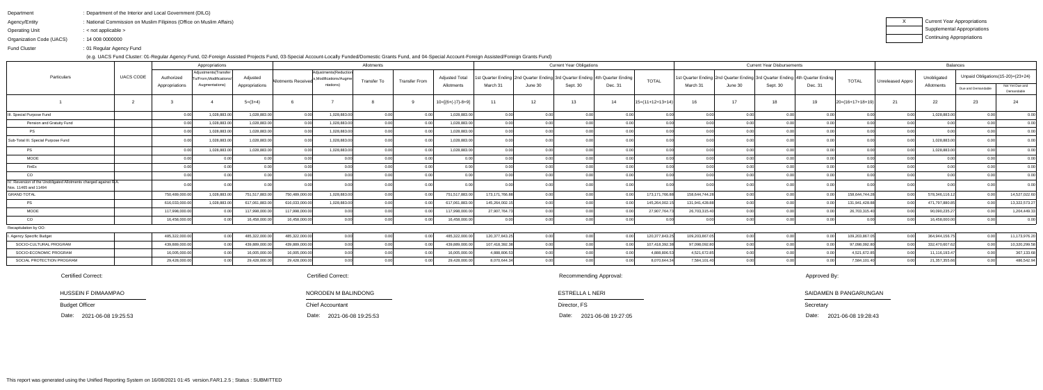Department : Department of the Interior and Local Government (DILG)

Agency/Entity : National Commission on Muslim Filipinos (Office on Muslim Affairs)

Operating Unit : < not applicable >

Organization Code (UACS) : 14 008 0000000

Fund Cluster : 01 Regular Agency Fund

(e.g. UACS Fund Cluster: 01-Regular Agency Fund, 02-Foreign Assisted Projects Fund, 03-Special Account-Locally Funded/Domestic Grants Fund, and 04-Special Account-Foreign Assisted/Foreign Grants Fund)

| X | Current Year Appropriations |
|---|---|
| | Supplemental Appropriations |
| | Continuing Appropriations |

| Particulars | UACS CODE | Appropriations | | | Allotments | | | | | Current Year Obligations | | | | | Current Year Disbursements | | | | | Balances | | | |
|---|---|---|---|---|---|---|---|---|---|---|---|---|---|---|---|---|---|---|---|---|---|---|---|
| | | Authorized Appropriations | Adjustments(Transfer To/From,Modifications/Augmentations) | Adjusted Appropriations | Allotments Received | Adjustments(Reductions,Modifications/Augmentations) | Transfer To | Transfer From | Adjusted Total Allotments | 1st Quarter Ending March 31 | 2nd Quarter Ending June 30 | 3rd Quarter Ending Sept. 30 | 4th Quarter Ending Dec. 31 | TOTAL | 1st Quarter Ending March 31 | 2nd Quarter Ending June 30 | 3rd Quarter Ending Sept. 30 | 4th Quarter Ending Dec. 31 | TOTAL | Unreleased Appro | Unobligated Allotments | Unpaid Obligations(15-20)=(23+24) Due and Demandable | Not Yet Due and Demandable |
| 1 | 2 | 3 | 4 | 5=(3+4) | 6 | 7 | 8 | 9 | 10=[{6+(-)7}-8+9] | 11 | 12 | 13 | 14 | 15=(11+12+13+14) | 16 | 17 | 18 | 19 | 20=(16+17+18+19) | 21 | 22 | 23 | 24 |
| III. Special Purpose Fund | | 0.00 | 1,028,883.00 | 1,028,883.00 | 0.00 | 1,028,883.00 | 0.00 | 0.00 | 1,028,883.00 | 0.00 | 0.00 | 0.00 | 0.00 | 0.00 | 0.00 | 0.00 | 0.00 | 0.00 | 0.00 | 0.00 | 1,028,883.00 | 0.00 | 0.00 |
| Pension and Gratuity Fund | | 0.00 | 1,028,883.00 | 1,028,883.00 | 0.00 | 1,028,883.00 | 0.00 | 0.00 | 1,028,883.00 | 0.00 | 0.00 | 0.00 | 0.00 | 0.00 | 0.00 | 0.00 | 0.00 | 0.00 | 0.00 | 0.00 | 0.00 | 0.00 | 0.00 |
| PS | | 0.00 | 1,028,883.00 | 1,028,883.00 | 0.00 | 1,028,883.00 | 0.00 | 0.00 | 1,028,883.00 | 0.00 | 0.00 | 0.00 | 0.00 | 0.00 | 0.00 | 0.00 | 0.00 | 0.00 | 0.00 | 0.00 | 0.00 | 0.00 | 0.00 |
| Sub-Total III. Special Purpose Fund | | 0.00 | 1,028,883.00 | 1,028,883.00 | 0.00 | 1,028,883.00 | 0.00 | 0.00 | 1,028,883.00 | 0.00 | 0.00 | 0.00 | 0.00 | 0.00 | 0.00 | 0.00 | 0.00 | 0.00 | 0.00 | 0.00 | 1,028,883.00 | 0.00 | 0.00 |
| PS | | 0.00 | 1,028,883.00 | 1,028,883.00 | 0.00 | 1,028,883.00 | 0.00 | 0.00 | 1,028,883.00 | 0.00 | 0.00 | 0.00 | 0.00 | 0.00 | 0.00 | 0.00 | 0.00 | 0.00 | 0.00 | 0.00 | 1,028,883.00 | 0.00 | 0.00 |
| MOOE | | 0.00 | 0.00 | 0.00 | 0.00 | 0.00 | 0.00 | 0.00 | 0.00 | 0.00 | 0.00 | 0.00 | 0.00 | 0.00 | 0.00 | 0.00 | 0.00 | 0.00 | 0.00 | 0.00 | 0.00 | 0.00 | 0.00 |
| FinEx | | 0.00 | 0.00 | 0.00 | 0.00 | 0.00 | 0.00 | 0.00 | 0.00 | 0.00 | 0.00 | 0.00 | 0.00 | 0.00 | 0.00 | 0.00 | 0.00 | 0.00 | 0.00 | 0.00 | 0.00 | 0.00 | 0.00 |
| CO | | 0.00 | 0.00 | 0.00 | 0.00 | 0.00 | 0.00 | 0.00 | 0.00 | 0.00 | 0.00 | 0.00 | 0.00 | 0.00 | 0.00 | 0.00 | 0.00 | 0.00 | 0.00 | 0.00 | 0.00 | 0.00 | 0.00 |
| IV. Reversion of the Unobligated Allotments charged against R.A. Nos. 11465 and 11494 | | 0.00 | 0.00 | 0.00 | 0.00 | 0.00 | 0.00 | 0.00 | 0.00 | 0.00 | 0.00 | 0.00 | 0.00 | 0.00 | 0.00 | 0.00 | 0.00 | 0.00 | 0.00 | 0.00 | 0.00 | 0.00 | 0.00 |
| GRAND TOTAL | | 750,489,000.00 | 1,028,883.00 | 751,517,883.00 | 750,489,000.00 | 1,028,883.00 | 0.00 | 0.00 | 751,517,883.00 | 173,171,766.88 | 0.00 | 0.00 | 0.00 | 173,171,766.88 | 158,644,744.28 | 0.00 | 0.00 | 0.00 | 158,644,744.28 | 0.00 | 578,346,116.12 | 0.00 | 14,527,022.60 |
| PS | | 616,033,000.00 | 1,028,883.00 | 617,061,883.00 | 616,033,000.00 | 1,028,883.00 | 0.00 | 0.00 | 617,061,883.00 | 145,264,002.15 | 0.00 | 0.00 | 0.00 | 145,264,002.15 | 131,941,428.88 | 0.00 | 0.00 | 0.00 | 131,941,428.88 | 0.00 | 471,797,880.85 | 0.00 | 13,322,573.27 |
| MOOE | | 117,998,000.00 | 0.00 | 117,998,000.00 | 117,998,000.00 | 0.00 | 0.00 | 0.00 | 117,998,000.00 | 27,907,764.73 | 0.00 | 0.00 | 0.00 | 27,907,764.73 | 26,703,315.40 | 0.00 | 0.00 | 0.00 | 26,703,315.40 | 0.00 | 90,090,235.27 | 0.00 | 1,204,449.33 |
| CO | | 16,458,000.00 | 0.00 | 16,458,000.00 | 16,458,000.00 | 0.00 | 0.00 | 0.00 | 16,458,000.00 | 0.00 | 0.00 | 0.00 | 0.00 | 0.00 | 0.00 | 0.00 | 0.00 | 0.00 | 0.00 | 0.00 | 16,458,000.00 | 0.00 | 0.00 |
| Recapitulation by OO: | | | | | | | | | | | | | | | | | | | | | | | |
| I. Agency Specific Budget | | 485,322,000.00 | 0.00 | 485,322,000.00 | 485,322,000.00 | 0.00 | 0.00 | 0.00 | 485,322,000.00 | 120,377,843.25 | 0.00 | 0.00 | 0.00 | 120,377,843.25 | 109,203,867.05 | 0.00 | 0.00 | 0.00 | 109,203,867.05 | 0.00 | 364,944,156.75 | 0.00 | 11,173,976.20 |
| SOCIO-CULTURAL PROGRAM | | 439,889,000.00 | 0.00 | 439,889,000.00 | 439,889,000.00 | 0.00 | 0.00 | 0.00 | 439,889,000.00 | 107,418,392.38 | 0.00 | 0.00 | 0.00 | 107,418,392.38 | 97,098,092.80 | 0.00 | 0.00 | 0.00 | 97,098,092.80 | 0.00 | 332,470,607.62 | 0.00 | 10,320,299.58 |
| SOCIO-ECONOMIC PROGRAM | | 16,005,000.00 | 0.00 | 16,005,000.00 | 16,005,000.00 | 0.00 | 0.00 | 0.00 | 16,005,000.00 | 4,888,806.53 | 0.00 | 0.00 | 0.00 | 4,888,806.53 | 4,521,672.85 | 0.00 | 0.00 | 0.00 | 4,521,672.85 | 0.00 | 11,116,193.47 | 0.00 | 367,133.68 |
| SOCIAL PROTECTION PROGRAM | | 29,428,000.00 | 0.00 | 29,428,000.00 | 29,428,000.00 | 0.00 | 0.00 | 0.00 | 29,428,000.00 | 8,070,644.34 | 0.00 | 0.00 | 0.00 | 8,070,644.34 | 7,584,101.40 | 0.00 | 0.00 | 0.00 | 7,584,101.40 | 0.00 | 21,357,355.66 | 0.00 | 486,542.94 |

| Certified Correct: | Certified Correct: | Recommending Approval: | Approved By: |
|---|---|---|---|
| HUSSEIN F DIMAAMPAO | NORODEN M BALINDONG | ESTRELLA L NERI | SAIDAMEN B PANGARUNGAN |
| Budget Officer | Chief Accountant | Director, FS | Secretary |
| Date: 2021-06-08 19:25:53 | Date: 2021-06-08 19:25:53 | Date: 2021-06-08 19:27:05 | Date: 2021-06-08 19:28:43 |

This report was generated using the Unified Reporting System on 16/08/2021 01:45 version.FAR1.2.5 ; Status : SUBMITTED